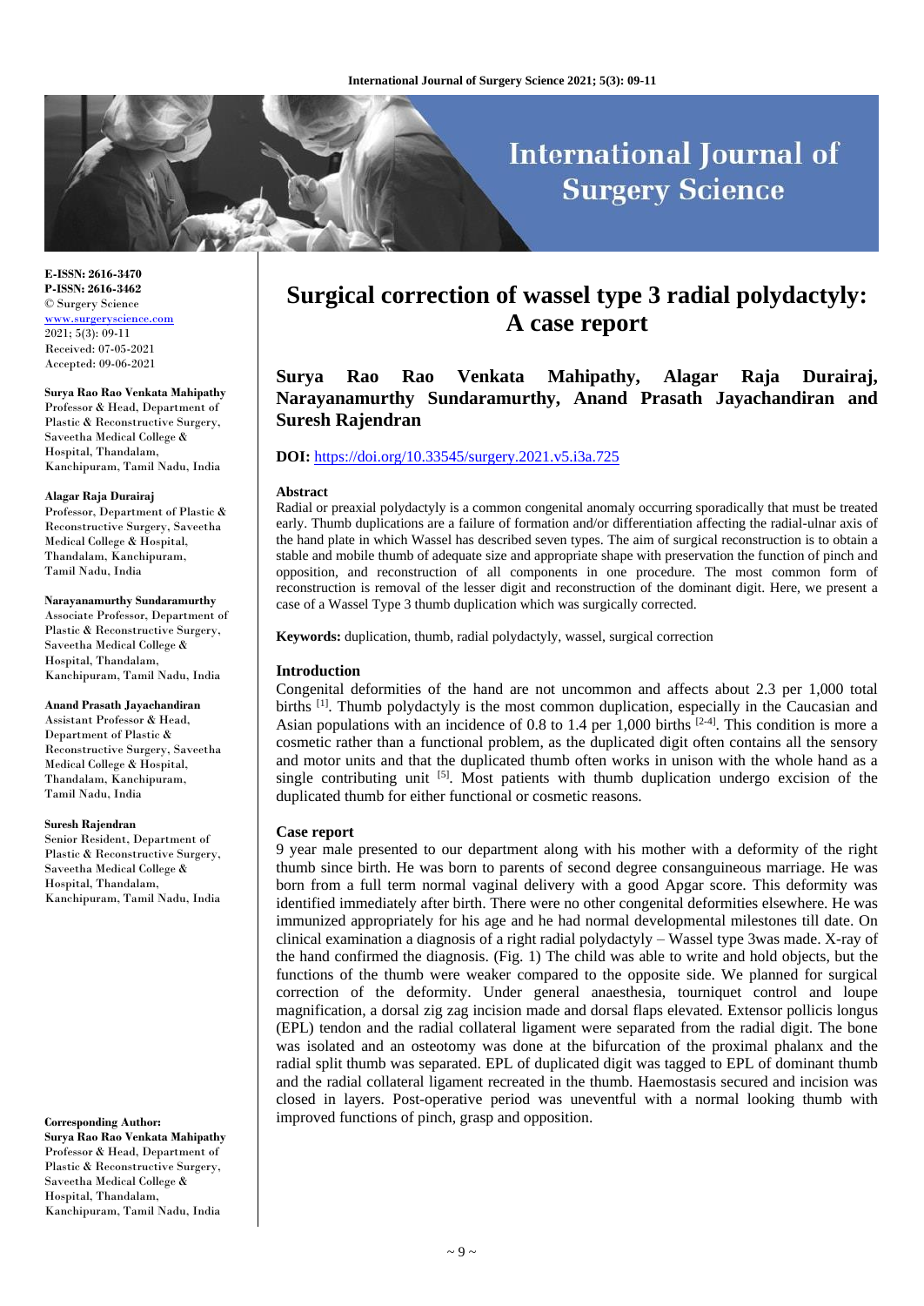# Surgical correction of wassel type 3 radial polydactyly: A case report

**Surya Rao Rao Venkata Mahipathy, Alagar Raja Durairaj, Narayanamurthy Sundaramurthy, Anand Prasath Jayachandiran and Suresh Rajendran**

**DOI:** https://doi.org/10.33545/surgery.2021.v5.i3a.725

E-ISSN: 2616-3470
P-ISSN: 2616-3462
© Surgery Science
www.surgeryscience.com
2021; 5(3): 09-11
Received: 07-05-2021
Accepted: 09-06-2021

**Surya Rao Rao Venkata Mahipathy**
Professor & Head, Department of Plastic & Reconstructive Surgery, Saveetha Medical College & Hospital, Thandalam, Kanchipuram, Tamil Nadu, India

**Alagar Raja Durairaj**
Professor, Department of Plastic & Reconstructive Surgery, Saveetha Medical College & Hospital, Thandalam, Kanchipuram, Tamil Nadu, India

**Narayanamurthy Sundaramurthy**
Associate Professor, Department of Plastic & Reconstructive Surgery, Saveetha Medical College & Hospital, Thandalam, Kanchipuram, Tamil Nadu, India

**Anand Prasath Jayachandiran**
Assistant Professor & Head, Department of Plastic & Reconstructive Surgery, Saveetha Medical College & Hospital, Thandalam, Kanchipuram, Tamil Nadu, India

**Suresh Rajendran**
Senior Resident, Department of Plastic & Reconstructive Surgery, Saveetha Medical College & Hospital, Thandalam, Kanchipuram, Tamil Nadu, India

**Corresponding Author:**
**Surya Rao Rao Venkata Mahipathy**
Professor & Head, Department of Plastic & Reconstructive Surgery, Saveetha Medical College & Hospital, Thandalam, Kanchipuram, Tamil Nadu, India

### Abstract

Radial or preaxial polydactyly is a common congenital anomaly occurring sporadically that must be treated early. Thumb duplications are a failure of formation and/or differentiation affecting the radial-ulnar axis of the hand plate in which Wassel has described seven types. The aim of surgical reconstruction is to obtain a stable and mobile thumb of adequate size and appropriate shape with preservation the function of pinch and opposition, and reconstruction of all components in one procedure. The most common form of reconstruction is removal of the lesser digit and reconstruction of the dominant digit. Here, we present a case of a Wassel Type 3 thumb duplication which was surgically corrected.

**Keywords:** duplication, thumb, radial polydactyly, wassel, surgical correction

### Introduction

Congenital deformities of the hand are not uncommon and affects about 2.3 per 1,000 total births [1]. Thumb polydactyly is the most common duplication, especially in the Caucasian and Asian populations with an incidence of 0.8 to 1.4 per 1,000 births [2-4]. This condition is more a cosmetic rather than a functional problem, as the duplicated digit often contains all the sensory and motor units and that the duplicated thumb often works in unison with the whole hand as a single contributing unit [5]. Most patients with thumb duplication undergo excision of the duplicated thumb for either functional or cosmetic reasons.

### Case report

9 year male presented to our department along with his mother with a deformity of the right thumb since birth. He was born to parents of second degree consanguineous marriage. He was born from a full term normal vaginal delivery with a good Apgar score. This deformity was identified immediately after birth. There were no other congenital deformities elsewhere. He was immunized appropriately for his age and he had normal developmental milestones till date. On clinical examination a diagnosis of a right radial polydactyly – Wassel type 3was made. X-ray of the hand confirmed the diagnosis. (Fig. 1) The child was able to write and hold objects, but the functions of the thumb were weaker compared to the opposite side. We planned for surgical correction of the deformity. Under general anaesthesia, tourniquet control and loupe magnification, a dorsal zig zag incision made and dorsal flaps elevated. Extensor pollicis longus (EPL) tendon and the radial collateral ligament were separated from the radial digit. The bone was isolated and an osteotomy was done at the bifurcation of the proximal phalanx and the radial split thumb was separated. EPL of duplicated digit was tagged to EPL of dominant thumb and the radial collateral ligament recreated in the thumb. Haemostasis secured and incision was closed in layers. Post-operative period was uneventful with a normal looking thumb with improved functions of pinch, grasp and opposition.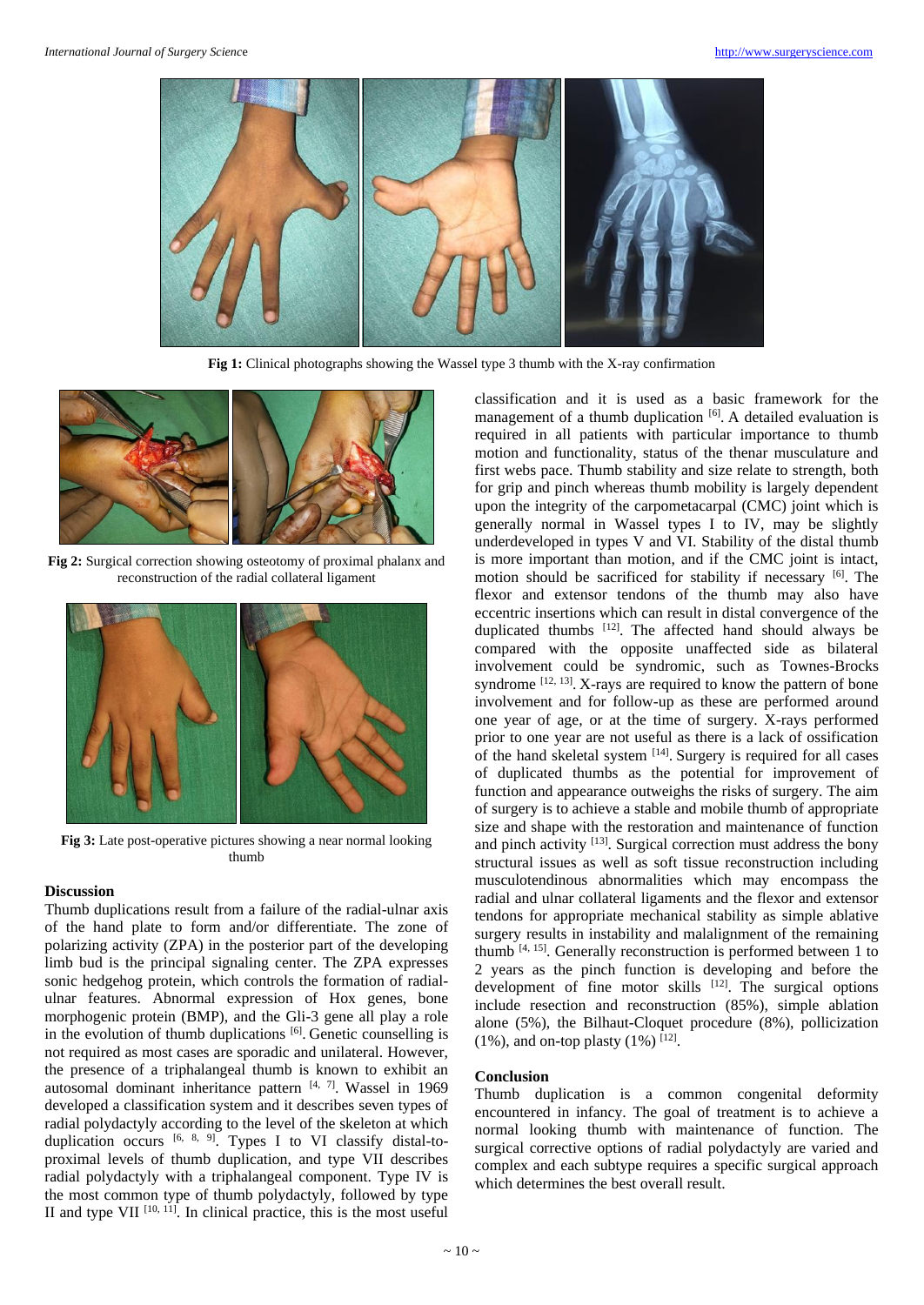Fig 1: Clinical photographs showing the Wassel type 3 thumb with the X-ray confirmation

Fig 2: Surgical correction showing osteotomy of proximal phalanx and reconstruction of the radial collateral ligament

Fig 3: Late post-operative pictures showing a near normal looking thumb

## Discussion

Thumb duplications result from a failure of the radial-ulnar axis of the hand plate to form and/or differentiate. The zone of polarizing activity (ZPA) in the posterior part of the developing limb bud is the principal signaling center. The ZPA expresses sonic hedgehog protein, which controls the formation of radial-ulnar features. Abnormal expression of Hox genes, bone morphogenic protein (BMP), and the Gli-3 gene all play a role in the evolution of thumb duplications [6]. Genetic counselling is not required as most cases are sporadic and unilateral. However, the presence of a triphalangeal thumb is known to exhibit an autosomal dominant inheritance pattern [4, 7]. Wassel in 1969 developed a classification system and it describes seven types of radial polydactyly according to the level of the skeleton at which duplication occurs [6, 8, 9]. Types I to VI classify distal-to-proximal levels of thumb duplication, and type VII describes radial polydactyly with a triphalangeal component. Type IV is the most common type of thumb polydactyly, followed by type II and type VII [10, 11]. In clinical practice, this is the most useful classification and it is used as a basic framework for the management of a thumb duplication [6]. A detailed evaluation is required in all patients with particular importance to thumb motion and functionality, status of the thenar musculature and first webs pace. Thumb stability and size relate to strength, both for grip and pinch whereas thumb mobility is largely dependent upon the integrity of the carpometacarpal (CMC) joint which is generally normal in Wassel types I to IV, may be slightly underdeveloped in types V and VI. Stability of the distal thumb is more important than motion, and if the CMC joint is intact, motion should be sacrificed for stability if necessary [6]. The flexor and extensor tendons of the thumb may also have eccentric insertions which can result in distal convergence of the duplicated thumbs [12]. The affected hand should always be compared with the opposite unaffected side as bilateral involvement could be syndromic, such as Townes-Brocks syndrome [12, 13]. X-rays are required to know the pattern of bone involvement and for follow-up as these are performed around one year of age, or at the time of surgery. X-rays performed prior to one year are not useful as there is a lack of ossification of the hand skeletal system [14]. Surgery is required for all cases of duplicated thumbs as the potential for improvement of function and appearance outweighs the risks of surgery. The aim of surgery is to achieve a stable and mobile thumb of appropriate size and shape with the restoration and maintenance of function and pinch activity [13]. Surgical correction must address the bony structural issues as well as soft tissue reconstruction including musculotendinous abnormalities which may encompass the radial and ulnar collateral ligaments and the flexor and extensor tendons for appropriate mechanical stability as simple ablative surgery results in instability and malalignment of the remaining thumb [4, 15]. Generally reconstruction is performed between 1 to 2 years as the pinch function is developing and before the development of fine motor skills [12]. The surgical options include resection and reconstruction (85%), simple ablation alone (5%), the Bilhaut-Cloquet procedure (8%), pollicization (1%), and on-top plasty (1%) [12].

## Conclusion

Thumb duplication is a common congenital deformity encountered in infancy. The goal of treatment is to achieve a normal looking thumb with maintenance of function. The surgical corrective options of radial polydactyly are varied and complex and each subtype requires a specific surgical approach which determines the best overall result.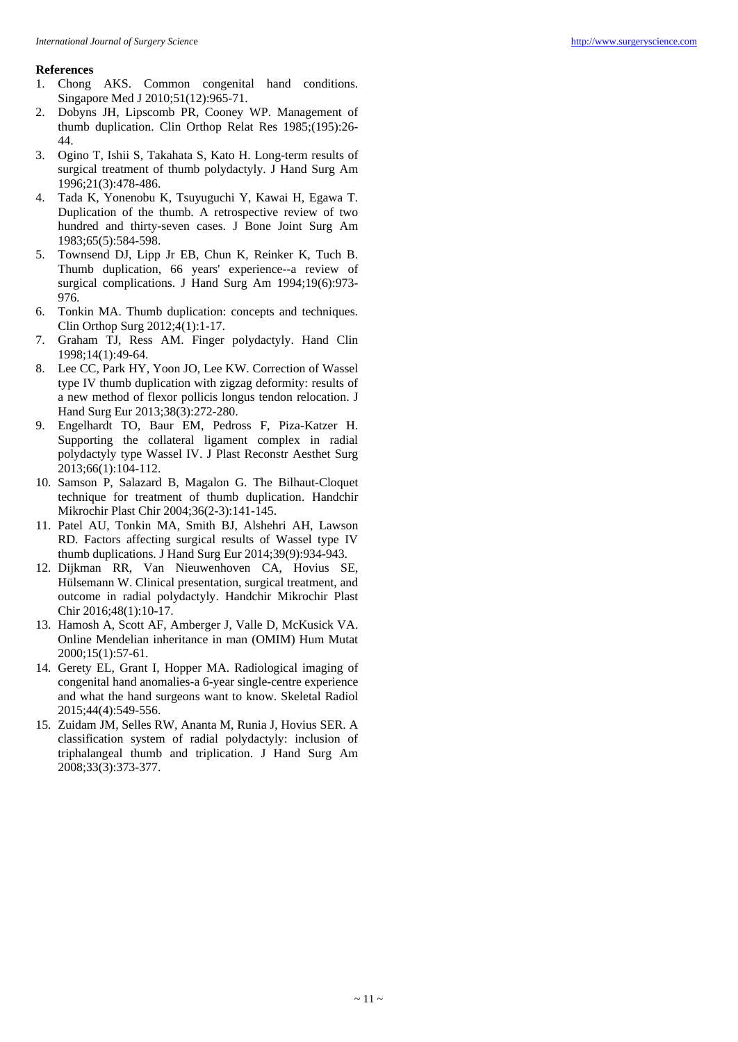**References**

1. Chong AKS. Common congenital hand conditions. Singapore Med J 2010;51(12):965-71.
2. Dobyns JH, Lipscomb PR, Cooney WP. Management of thumb duplication. Clin Orthop Relat Res 1985;(195):26-44.
3. Ogino T, Ishii S, Takahata S, Kato H. Long-term results of surgical treatment of thumb polydactyly. J Hand Surg Am 1996;21(3):478-486.
4. Tada K, Yonenobu K, Tsuyuguchi Y, Kawai H, Egawa T. Duplication of the thumb. A retrospective review of two hundred and thirty-seven cases. J Bone Joint Surg Am 1983;65(5):584-598.
5. Townsend DJ, Lipp Jr EB, Chun K, Reinker K, Tuch B. Thumb duplication, 66 years' experience--a review of surgical complications. J Hand Surg Am 1994;19(6):973-976.
6. Tonkin MA. Thumb duplication: concepts and techniques. Clin Orthop Surg 2012;4(1):1-17.
7. Graham TJ, Ress AM. Finger polydactyly. Hand Clin 1998;14(1):49-64.
8. Lee CC, Park HY, Yoon JO, Lee KW. Correction of Wassel type IV thumb duplication with zigzag deformity: results of a new method of flexor pollicis longus tendon relocation. J Hand Surg Eur 2013;38(3):272-280.
9. Engelhardt TO, Baur EM, Pedross F, Piza-Katzer H. Supporting the collateral ligament complex in radial polydactyly type Wassel IV. J Plast Reconstr Aesthet Surg 2013;66(1):104-112.
10. Samson P, Salazard B, Magalon G. The Bilhaut-Cloquet technique for treatment of thumb duplication. Handchir Mikrochir Plast Chir 2004;36(2-3):141-145.
11. Patel AU, Tonkin MA, Smith BJ, Alshehri AH, Lawson RD. Factors affecting surgical results of Wassel type IV thumb duplications. J Hand Surg Eur 2014;39(9):934-943.
12. Dijkman RR, Van Nieuwenhoven CA, Hovius SE, Hülsemann W. Clinical presentation, surgical treatment, and outcome in radial polydactyly. Handchir Mikrochir Plast Chir 2016;48(1):10-17.
13. Hamosh A, Scott AF, Amberger J, Valle D, McKusick VA. Online Mendelian inheritance in man (OMIM) Hum Mutat 2000;15(1):57-61.
14. Gerety EL, Grant I, Hopper MA. Radiological imaging of congenital hand anomalies-a 6-year single-centre experience and what the hand surgeons want to know. Skeletal Radiol 2015;44(4):549-556.
15. Zuidam JM, Selles RW, Ananta M, Runia J, Hovius SER. A classification system of radial polydactyly: inclusion of triphalangeal thumb and triplication. J Hand Surg Am 2008;33(3):373-377.